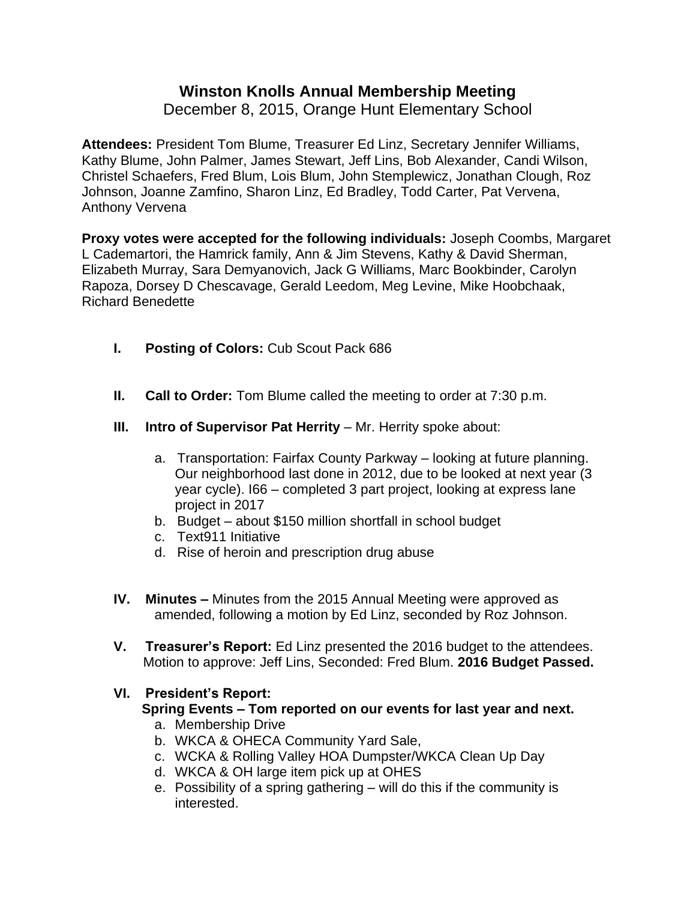# Winston Knolls Annual Membership Meeting

December 8, 2015, Orange Hunt Elementary School

**Attendees:** President Tom Blume, Treasurer Ed Linz, Secretary Jennifer Williams, Kathy Blume, John Palmer, James Stewart, Jeff Lins, Bob Alexander, Candi Wilson, Christel Schaefers, Fred Blum, Lois Blum, John Stemplewicz, Jonathan Clough, Roz Johnson, Joanne Zamfino, Sharon Linz, Ed Bradley, Todd Carter, Pat Vervena, Anthony Vervena

**Proxy votes were accepted for the following individuals:** Joseph Coombs, Margaret L Cademartori, the Hamrick family, Ann & Jim Stevens, Kathy & David Sherman, Elizabeth Murray, Sara Demyanovich, Jack G Williams, Marc Bookbinder, Carolyn Rapoza, Dorsey D Chescavage, Gerald Leedom, Meg Levine, Mike Hoobchaak, Richard Benedette

I. **Posting of Colors:** Cub Scout Pack 686

II. **Call to Order:** Tom Blume called the meeting to order at 7:30 p.m.

III. **Intro of Supervisor Pat Herrity** – Mr. Herrity spoke about:

   a. Transportation: Fairfax County Parkway – looking at future planning. Our neighborhood last done in 2012, due to be looked at next year (3 year cycle). I66 – completed 3 part project, looking at express lane project in 2017
   b. Budget – about $150 million shortfall in school budget
   c. Text911 Initiative
   d. Rise of heroin and prescription drug abuse

IV. **Minutes –** Minutes from the 2015 Annual Meeting were approved as amended, following a motion by Ed Linz, seconded by Roz Johnson.

V. **Treasurer's Report:** Ed Linz presented the 2016 budget to the attendees. Motion to approve: Jeff Lins, Seconded: Fred Blum. **2016 Budget Passed.**

VI. **President's Report:**

   **Spring Events – Tom reported on our events for last year and next.**

   a. Membership Drive
   b. WKCA & OHECA Community Yard Sale,
   c. WCKA & Rolling Valley HOA Dumpster/WKCA Clean Up Day
   d. WKCA & OH large item pick up at OHES
   e. Possibility of a spring gathering – will do this if the community is interested.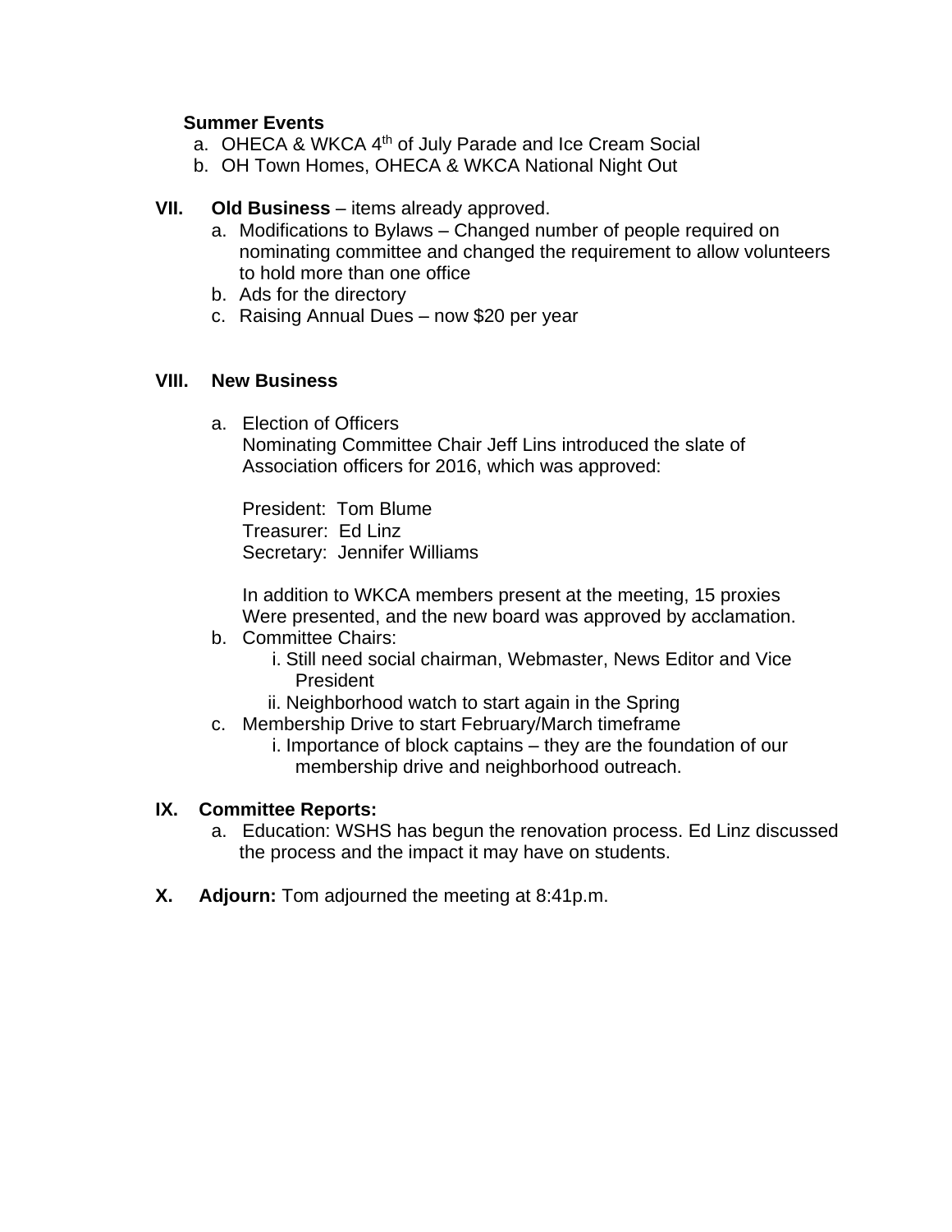**Summer Events**

a. OHECA & WKCA 4th of July Parade and Ice Cream Social
b. OH Town Homes, OHECA & WKCA National Night Out

**VII. Old Business** – items already approved.

a. Modifications to Bylaws – Changed number of people required on nominating committee and changed the requirement to allow volunteers to hold more than one office
b. Ads for the directory
c. Raising Annual Dues – now $20 per year

**VIII. New Business**

a. Election of Officers
   Nominating Committee Chair Jeff Lins introduced the slate of Association officers for 2016, which was approved:

   President: Tom Blume
   Treasurer: Ed Linz
   Secretary: Jennifer Williams

   In addition to WKCA members present at the meeting, 15 proxies Were presented, and the new board was approved by acclamation.
b. Committee Chairs:
   i. Still need social chairman, Webmaster, News Editor and Vice President
   ii. Neighborhood watch to start again in the Spring
c. Membership Drive to start February/March timeframe
   i. Importance of block captains – they are the foundation of our membership drive and neighborhood outreach.

**IX. Committee Reports:**

a. Education: WSHS has begun the renovation process. Ed Linz discussed the process and the impact it may have on students.

**X. Adjourn:** Tom adjourned the meeting at 8:41p.m.